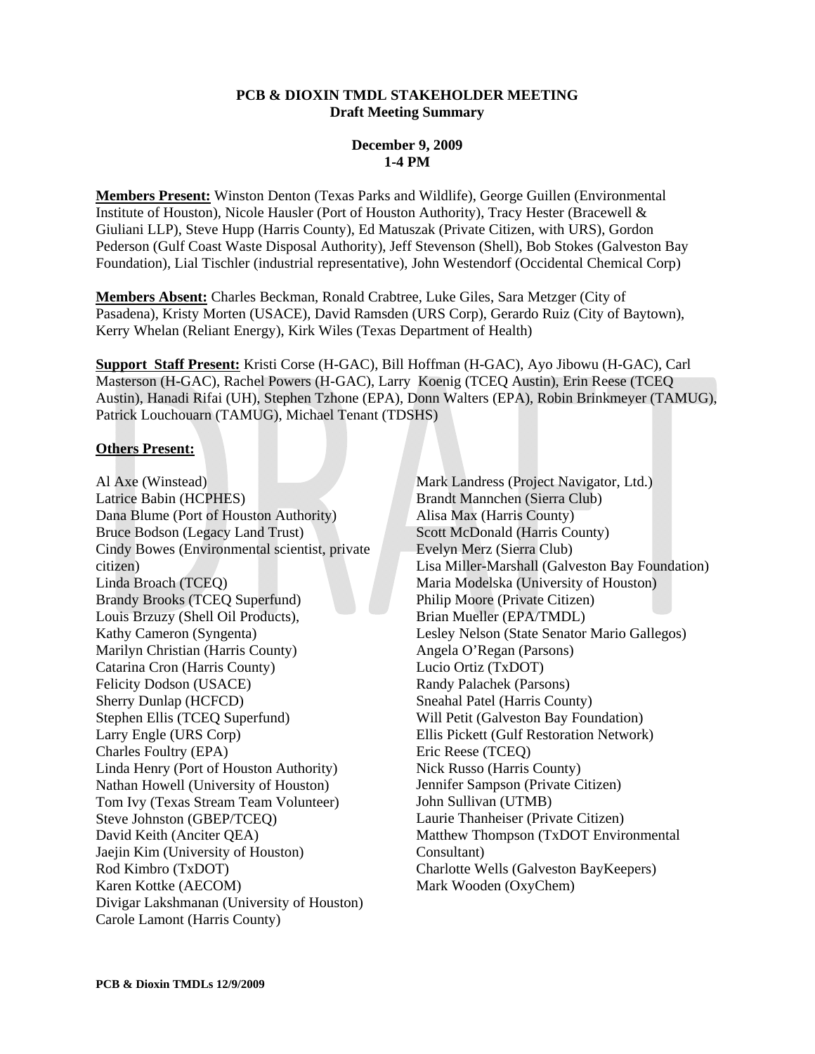**PCB & DIOXIN TMDL STAKEHOLDER MEETING**
**Draft Meeting Summary**

**December 9, 2009**
**1-4 PM**

**Members Present:** Winston Denton (Texas Parks and Wildlife), George Guillen (Environmental Institute of Houston), Nicole Hausler (Port of Houston Authority), Tracy Hester (Bracewell & Giuliani LLP), Steve Hupp (Harris County), Ed Matuszak (Private Citizen, with URS), Gordon Pederson (Gulf Coast Waste Disposal Authority), Jeff Stevenson (Shell), Bob Stokes (Galveston Bay Foundation), Lial Tischler (industrial representative), John Westendorf (Occidental Chemical Corp)

**Members Absent:** Charles Beckman, Ronald Crabtree, Luke Giles, Sara Metzger (City of Pasadena), Kristy Morten (USACE), David Ramsden (URS Corp), Gerardo Ruiz (City of Baytown), Kerry Whelan (Reliant Energy), Kirk Wiles (Texas Department of Health)

**Support Staff Present:** Kristi Corse (H-GAC), Bill Hoffman (H-GAC), Ayo Jibowu (H-GAC), Carl Masterson (H-GAC), Rachel Powers (H-GAC), Larry Koenig (TCEQ Austin), Erin Reese (TCEQ Austin), Hanadi Rifai (UH), Stephen Tzhone (EPA), Donn Walters (EPA), Robin Brinkmeyer (TAMUG), Patrick Louchouarn (TAMUG), Michael Tenant (TDSHS)

**Others Present:**

Al Axe (Winstead)
Latrice Babin (HCPHES)
Dana Blume (Port of Houston Authority)
Bruce Bodson (Legacy Land Trust)
Cindy Bowes (Environmental scientist, private citizen)
Linda Broach (TCEQ)
Brandy Brooks (TCEQ Superfund)
Louis Brzuzy (Shell Oil Products),
Kathy Cameron (Syngenta)
Marilyn Christian (Harris County)
Catarina Cron (Harris County)
Felicity Dodson (USACE)
Sherry Dunlap (HCFCD)
Stephen Ellis (TCEQ Superfund)
Larry Engle (URS Corp)
Charles Foultry (EPA)
Linda Henry (Port of Houston Authority)
Nathan Howell (University of Houston)
Tom Ivy (Texas Stream Team Volunteer)
Steve Johnston (GBEP/TCEQ)
David Keith (Anciter QEA)
Jaejin Kim (University of Houston)
Rod Kimbro (TxDOT)
Karen Kottke (AECOM)
Divigar Lakshmanan (University of Houston)
Carole Lamont (Harris County)
Mark Landress (Project Navigator, Ltd.)
Brandt Mannchen (Sierra Club)
Alisa Max (Harris County)
Scott McDonald (Harris County)
Evelyn Merz (Sierra Club)
Lisa Miller-Marshall (Galveston Bay Foundation)
Maria Modelska (University of Houston)
Philip Moore (Private Citizen)
Brian Mueller (EPA/TMDL)
Lesley Nelson (State Senator Mario Gallegos)
Angela O'Regan (Parsons)
Lucio Ortiz (TxDOT)
Randy Palachek (Parsons)
Sneahal Patel (Harris County)
Will Petit (Galveston Bay Foundation)
Ellis Pickett (Gulf Restoration Network)
Eric Reese (TCEQ)
Nick Russo (Harris County)
Jennifer Sampson (Private Citizen)
John Sullivan (UTMB)
Laurie Thanheiser (Private Citizen)
Matthew Thompson (TxDOT Environmental Consultant)
Charlotte Wells (Galveston BayKeepers)
Mark Wooden (OxyChem)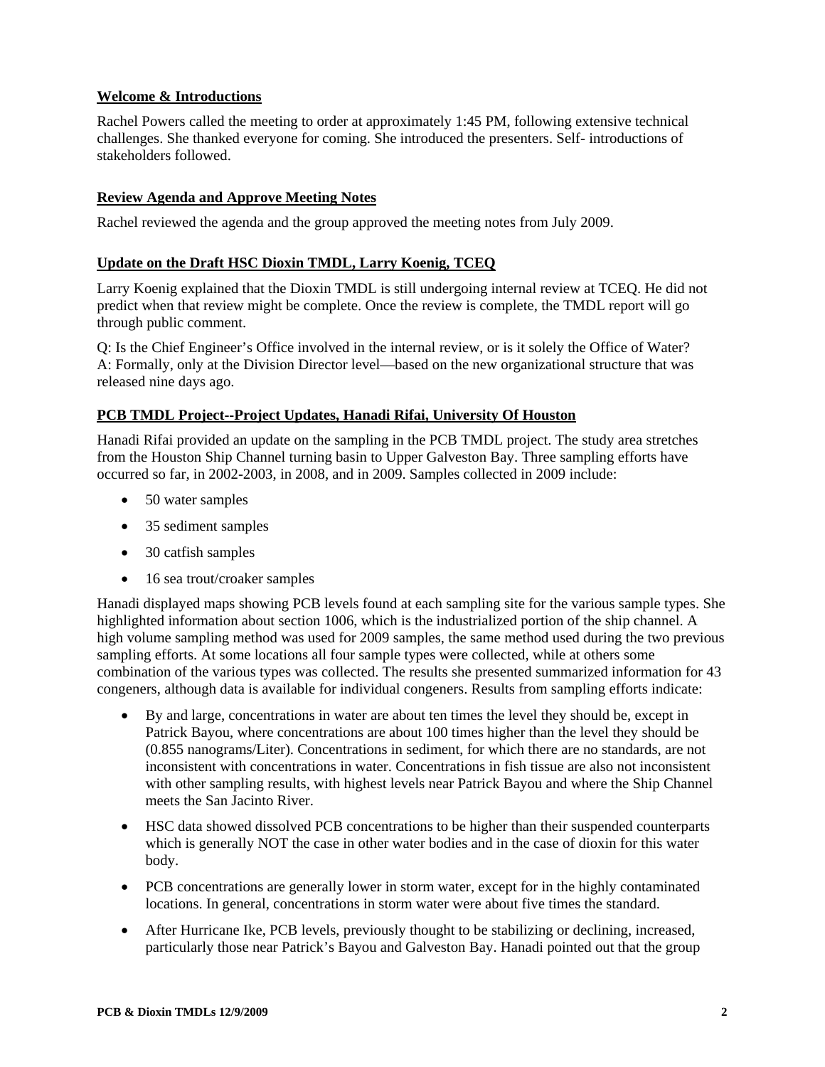**Welcome & Introductions**

Rachel Powers called the meeting to order at approximately 1:45 PM, following extensive technical challenges. She thanked everyone for coming. She introduced the presenters. Self- introductions of stakeholders followed.

**Review Agenda and Approve Meeting Notes**

Rachel reviewed the agenda and the group approved the meeting notes from July 2009.

**Update on the Draft HSC Dioxin TMDL, Larry Koenig, TCEQ**

Larry Koenig explained that the Dioxin TMDL is still undergoing internal review at TCEQ. He did not predict when that review might be complete. Once the review is complete, the TMDL report will go through public comment.

Q: Is the Chief Engineer's Office involved in the internal review, or is it solely the Office of Water?
A: Formally, only at the Division Director level—based on the new organizational structure that was released nine days ago.

**PCB TMDL Project--Project Updates, Hanadi Rifai, University Of Houston**

Hanadi Rifai provided an update on the sampling in the PCB TMDL project. The study area stretches from the Houston Ship Channel turning basin to Upper Galveston Bay. Three sampling efforts have occurred so far, in 2002-2003, in 2008, and in 2009. Samples collected in 2009 include:

- 50 water samples
- 35 sediment samples
- 30 catfish samples
- 16 sea trout/croaker samples

Hanadi displayed maps showing PCB levels found at each sampling site for the various sample types. She highlighted information about section 1006, which is the industrialized portion of the ship channel. A high volume sampling method was used for 2009 samples, the same method used during the two previous sampling efforts. At some locations all four sample types were collected, while at others some combination of the various types was collected. The results she presented summarized information for 43 congeners, although data is available for individual congeners. Results from sampling efforts indicate:

- By and large, concentrations in water are about ten times the level they should be, except in Patrick Bayou, where concentrations are about 100 times higher than the level they should be (0.855 nanograms/Liter). Concentrations in sediment, for which there are no standards, are not inconsistent with concentrations in water. Concentrations in fish tissue are also not inconsistent with other sampling results, with highest levels near Patrick Bayou and where the Ship Channel meets the San Jacinto River.
- HSC data showed dissolved PCB concentrations to be higher than their suspended counterparts which is generally NOT the case in other water bodies and in the case of dioxin for this water body.
- PCB concentrations are generally lower in storm water, except for in the highly contaminated locations. In general, concentrations in storm water were about five times the standard.
- After Hurricane Ike, PCB levels, previously thought to be stabilizing or declining, increased, particularly those near Patrick's Bayou and Galveston Bay. Hanadi pointed out that the group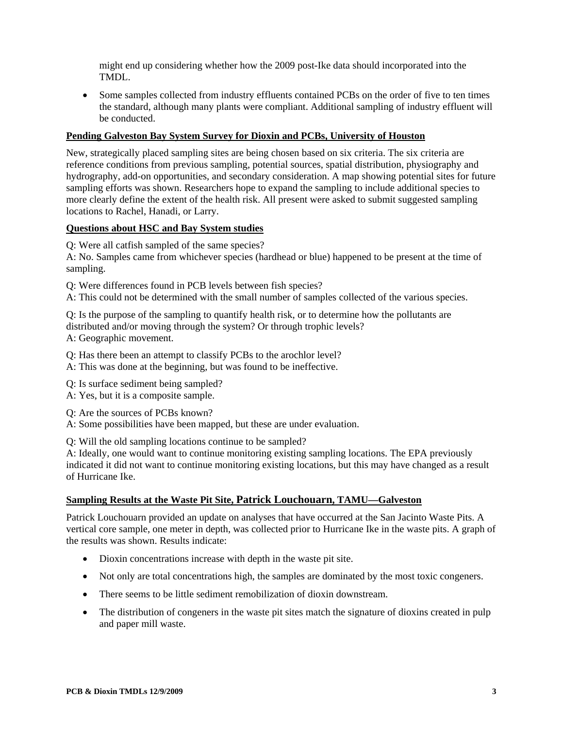might end up considering whether how the 2009 post-Ike data should incorporated into the TMDL.

- Some samples collected from industry effluents contained PCBs on the order of five to ten times the standard, although many plants were compliant. Additional sampling of industry effluent will be conducted.

**Pending Galveston Bay System Survey for Dioxin and PCBs, University of Houston**

New, strategically placed sampling sites are being chosen based on six criteria. The six criteria are reference conditions from previous sampling, potential sources, spatial distribution, physiography and hydrography, add-on opportunities, and secondary consideration. A map showing potential sites for future sampling efforts was shown. Researchers hope to expand the sampling to include additional species to more clearly define the extent of the health risk. All present were asked to submit suggested sampling locations to Rachel, Hanadi, or Larry.

**Questions about HSC and Bay System studies**

Q: Were all catfish sampled of the same species?
A: No. Samples came from whichever species (hardhead or blue) happened to be present at the time of sampling.

Q: Were differences found in PCB levels between fish species?
A: This could not be determined with the small number of samples collected of the various species.

Q: Is the purpose of the sampling to quantify health risk, or to determine how the pollutants are distributed and/or moving through the system? Or through trophic levels?
A: Geographic movement.

Q: Has there been an attempt to classify PCBs to the arochlor level?
A: This was done at the beginning, but was found to be ineffective.

Q: Is surface sediment being sampled?
A: Yes, but it is a composite sample.

Q: Are the sources of PCBs known?
A: Some possibilities have been mapped, but these are under evaluation.

Q: Will the old sampling locations continue to be sampled?
A: Ideally, one would want to continue monitoring existing sampling locations. The EPA previously indicated it did not want to continue monitoring existing locations, but this may have changed as a result of Hurricane Ike.

**Sampling Results at the Waste Pit Site, Patrick Louchouarn, TAMU—Galveston**

Patrick Louchouarn provided an update on analyses that have occurred at the San Jacinto Waste Pits. A vertical core sample, one meter in depth, was collected prior to Hurricane Ike in the waste pits. A graph of the results was shown. Results indicate:

- Dioxin concentrations increase with depth in the waste pit site.
- Not only are total concentrations high, the samples are dominated by the most toxic congeners.
- There seems to be little sediment remobilization of dioxin downstream.
- The distribution of congeners in the waste pit sites match the signature of dioxins created in pulp and paper mill waste.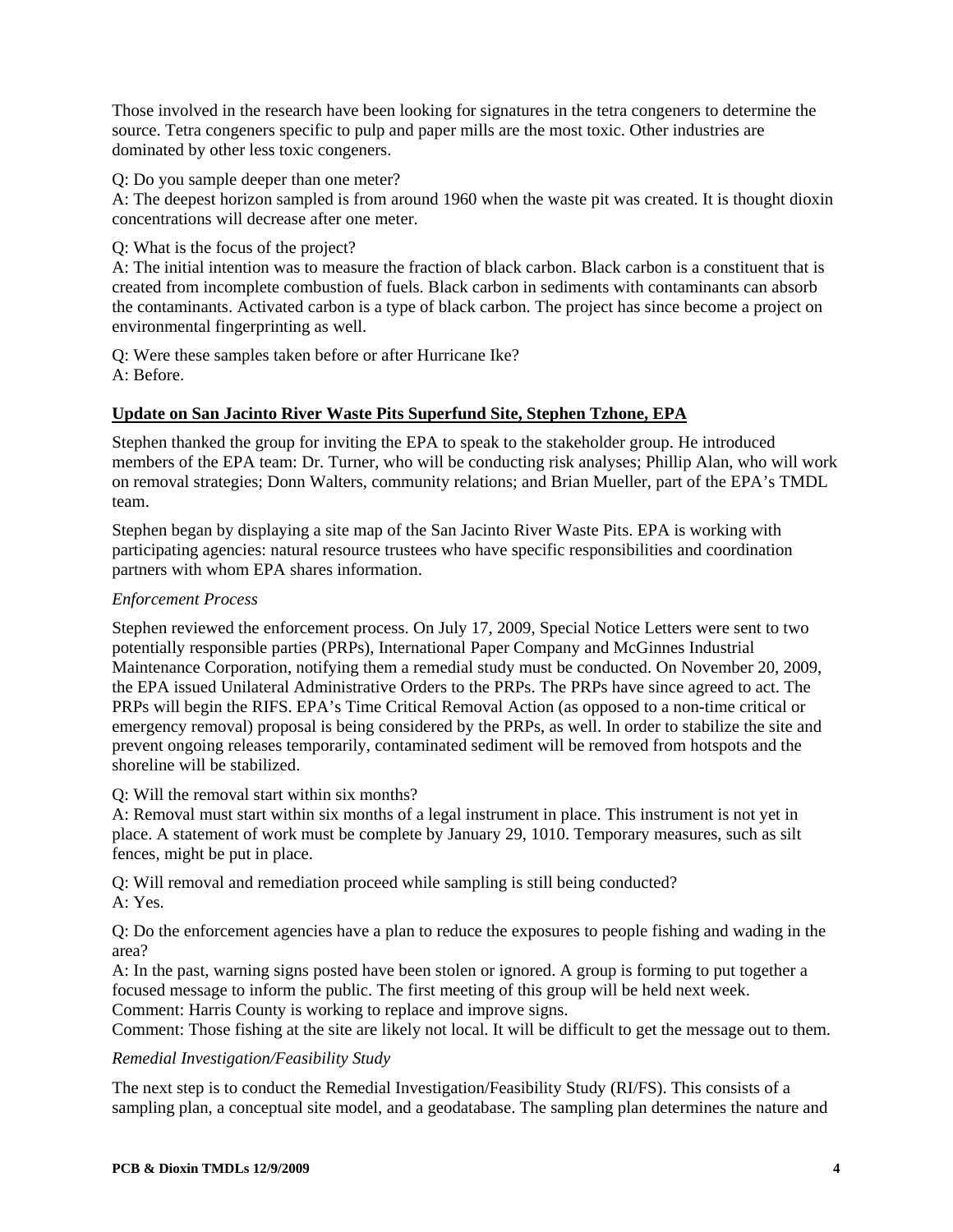Those involved in the research have been looking for signatures in the tetra congeners to determine the source. Tetra congeners specific to pulp and paper mills are the most toxic. Other industries are dominated by other less toxic congeners.

Q: Do you sample deeper than one meter?
A: The deepest horizon sampled is from around 1960 when the waste pit was created. It is thought dioxin concentrations will decrease after one meter.

Q: What is the focus of the project?
A: The initial intention was to measure the fraction of black carbon. Black carbon is a constituent that is created from incomplete combustion of fuels. Black carbon in sediments with contaminants can absorb the contaminants. Activated carbon is a type of black carbon. The project has since become a project on environmental fingerprinting as well.

Q: Were these samples taken before or after Hurricane Ike?
A: Before.

## Update on San Jacinto River Waste Pits Superfund Site, Stephen Tzhone, EPA

Stephen thanked the group for inviting the EPA to speak to the stakeholder group. He introduced members of the EPA team: Dr. Turner, who will be conducting risk analyses; Phillip Alan, who will work on removal strategies; Donn Walters, community relations; and Brian Mueller, part of the EPA's TMDL team.

Stephen began by displaying a site map of the San Jacinto River Waste Pits. EPA is working with participating agencies: natural resource trustees who have specific responsibilities and coordination partners with whom EPA shares information.

### *Enforcement Process*

Stephen reviewed the enforcement process. On July 17, 2009, Special Notice Letters were sent to two potentially responsible parties (PRPs), International Paper Company and McGinnes Industrial Maintenance Corporation, notifying them a remedial study must be conducted. On November 20, 2009, the EPA issued Unilateral Administrative Orders to the PRPs. The PRPs have since agreed to act. The PRPs will begin the RIFS. EPA's Time Critical Removal Action (as opposed to a non-time critical or emergency removal) proposal is being considered by the PRPs, as well. In order to stabilize the site and prevent ongoing releases temporarily, contaminated sediment will be removed from hotspots and the shoreline will be stabilized.

Q: Will the removal start within six months?
A: Removal must start within six months of a legal instrument in place. This instrument is not yet in place. A statement of work must be complete by January 29, 1010. Temporary measures, such as silt fences, might be put in place.

Q: Will removal and remediation proceed while sampling is still being conducted?
A: Yes.

Q: Do the enforcement agencies have a plan to reduce the exposures to people fishing and wading in the area?
A: In the past, warning signs posted have been stolen or ignored. A group is forming to put together a focused message to inform the public. The first meeting of this group will be held next week.
Comment: Harris County is working to replace and improve signs.
Comment: Those fishing at the site are likely not local. It will be difficult to get the message out to them.

### *Remedial Investigation/Feasibility Study*

The next step is to conduct the Remedial Investigation/Feasibility Study (RI/FS). This consists of a sampling plan, a conceptual site model, and a geodatabase. The sampling plan determines the nature and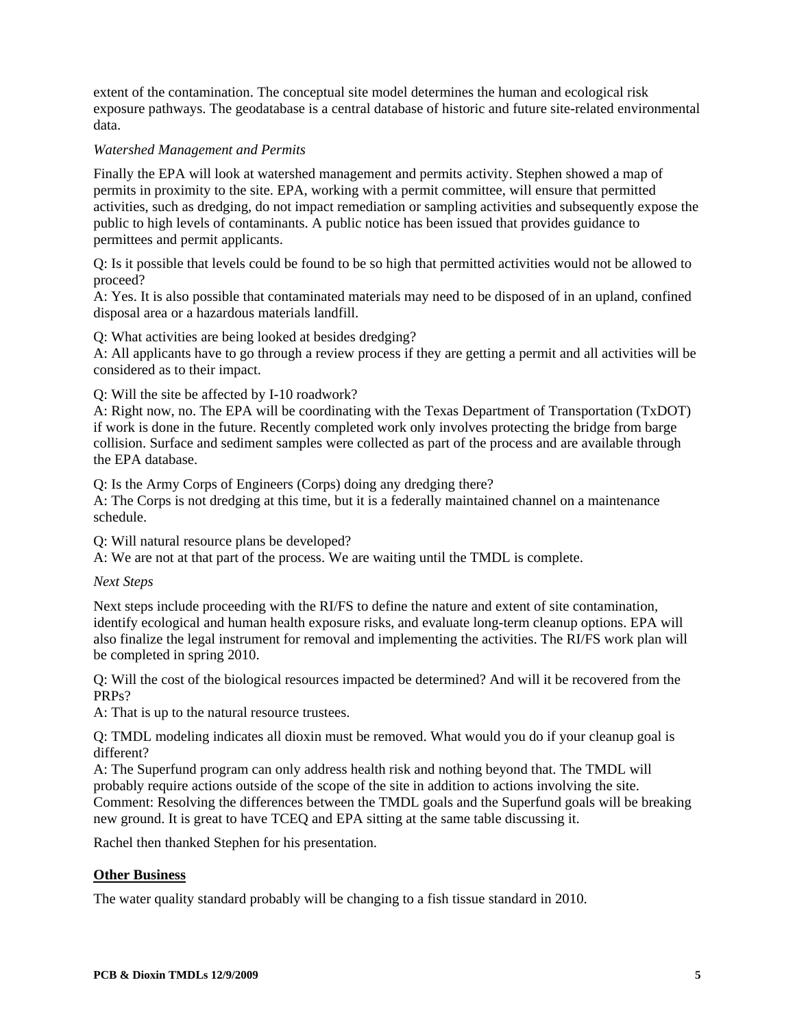extent of the contamination. The conceptual site model determines the human and ecological risk exposure pathways. The geodatabase is a central database of historic and future site-related environmental data.

*Watershed Management and Permits*

Finally the EPA will look at watershed management and permits activity. Stephen showed a map of permits in proximity to the site. EPA, working with a permit committee, will ensure that permitted activities, such as dredging, do not impact remediation or sampling activities and subsequently expose the public to high levels of contaminants. A public notice has been issued that provides guidance to permittees and permit applicants.

Q: Is it possible that levels could be found to be so high that permitted activities would not be allowed to proceed?
A: Yes. It is also possible that contaminated materials may need to be disposed of in an upland, confined disposal area or a hazardous materials landfill.

Q: What activities are being looked at besides dredging?
A: All applicants have to go through a review process if they are getting a permit and all activities will be considered as to their impact.

Q: Will the site be affected by I-10 roadwork?
A: Right now, no. The EPA will be coordinating with the Texas Department of Transportation (TxDOT) if work is done in the future. Recently completed work only involves protecting the bridge from barge collision. Surface and sediment samples were collected as part of the process and are available through the EPA database.

Q: Is the Army Corps of Engineers (Corps) doing any dredging there?
A: The Corps is not dredging at this time, but it is a federally maintained channel on a maintenance schedule.

Q: Will natural resource plans be developed?
A: We are not at that part of the process. We are waiting until the TMDL is complete.

*Next Steps*

Next steps include proceeding with the RI/FS to define the nature and extent of site contamination, identify ecological and human health exposure risks, and evaluate long-term cleanup options. EPA will also finalize the legal instrument for removal and implementing the activities. The RI/FS work plan will be completed in spring 2010.

Q: Will the cost of the biological resources impacted be determined? And will it be recovered from the PRPs?
A: That is up to the natural resource trustees.

Q: TMDL modeling indicates all dioxin must be removed. What would you do if your cleanup goal is different?
A: The Superfund program can only address health risk and nothing beyond that. The TMDL will probably require actions outside of the scope of the site in addition to actions involving the site.
Comment: Resolving the differences between the TMDL goals and the Superfund goals will be breaking new ground. It is great to have TCEQ and EPA sitting at the same table discussing it.

Rachel then thanked Stephen for his presentation.

## **Other Business**

The water quality standard probably will be changing to a fish tissue standard in 2010.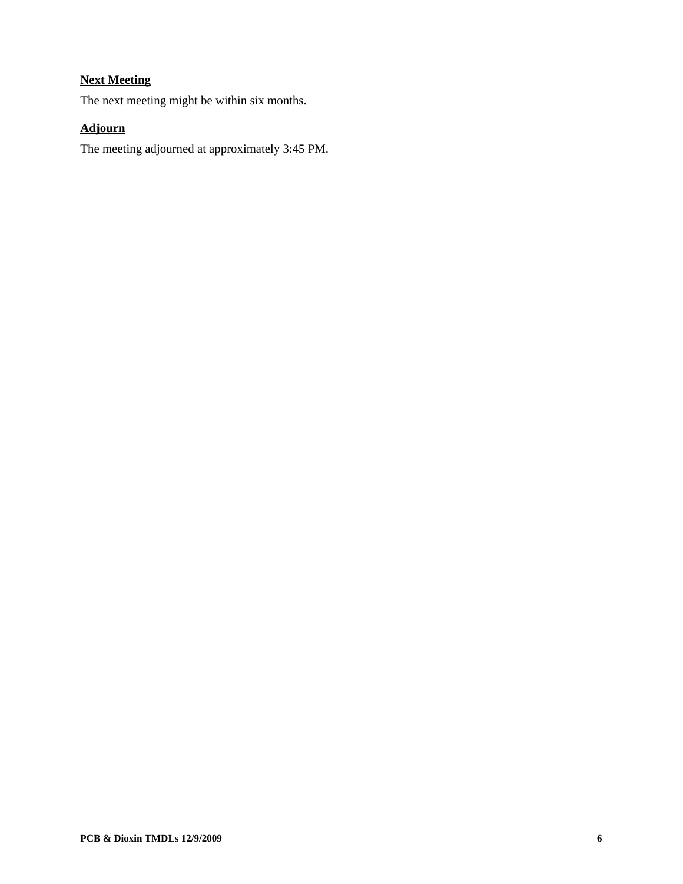**Next Meeting**

The next meeting might be within six months.

**Adjourn**

The meeting adjourned at approximately 3:45 PM.